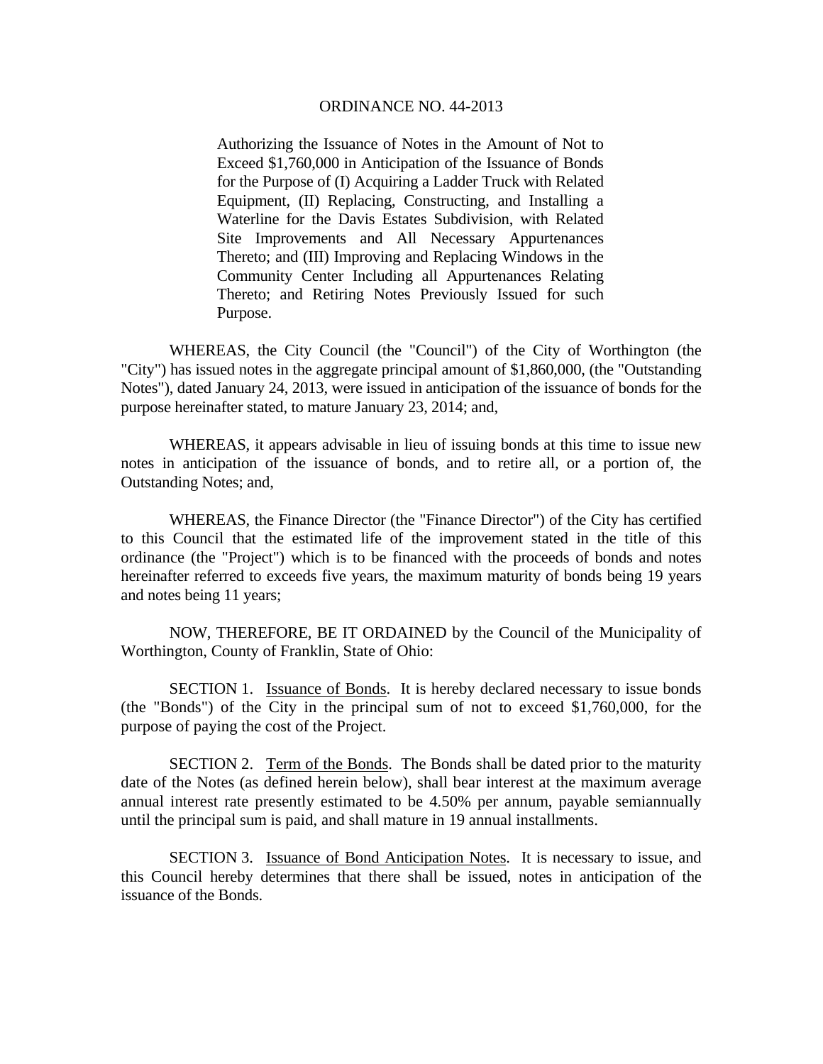# ORDINANCE NO. 44-2013

Authorizing the Issuance of Notes in the Amount of Not to Exceed $1,760,000 in Anticipation of the Issuance of Bonds for the Purpose of (I) Acquiring a Ladder Truck with Related Equipment, (II) Replacing, Constructing, and Installing a Waterline for the Davis Estates Subdivision, with Related Site Improvements and All Necessary Appurtenances Thereto; and (III) Improving and Replacing Windows in the Community Center Including all Appurtenances Relating Thereto; and Retiring Notes Previously Issued for such Purpose.

WHEREAS, the City Council (the "Council") of the City of Worthington (the "City") has issued notes in the aggregate principal amount of $1,860,000, (the "Outstanding Notes"), dated January 24, 2013, were issued in anticipation of the issuance of bonds for the purpose hereinafter stated, to mature January 23, 2014; and,

WHEREAS, it appears advisable in lieu of issuing bonds at this time to issue new notes in anticipation of the issuance of bonds, and to retire all, or a portion of, the Outstanding Notes; and,

WHEREAS, the Finance Director (the "Finance Director") of the City has certified to this Council that the estimated life of the improvement stated in the title of this ordinance (the "Project") which is to be financed with the proceeds of bonds and notes hereinafter referred to exceeds five years, the maximum maturity of bonds being 19 years and notes being 11 years;

NOW, THEREFORE, BE IT ORDAINED by the Council of the Municipality of Worthington, County of Franklin, State of Ohio:

SECTION 1. Issuance of Bonds. It is hereby declared necessary to issue bonds (the "Bonds") of the City in the principal sum of not to exceed $1,760,000, for the purpose of paying the cost of the Project.

SECTION 2. Term of the Bonds. The Bonds shall be dated prior to the maturity date of the Notes (as defined herein below), shall bear interest at the maximum average annual interest rate presently estimated to be 4.50% per annum, payable semiannually until the principal sum is paid, and shall mature in 19 annual installments.

SECTION 3. Issuance of Bond Anticipation Notes. It is necessary to issue, and this Council hereby determines that there shall be issued, notes in anticipation of the issuance of the Bonds.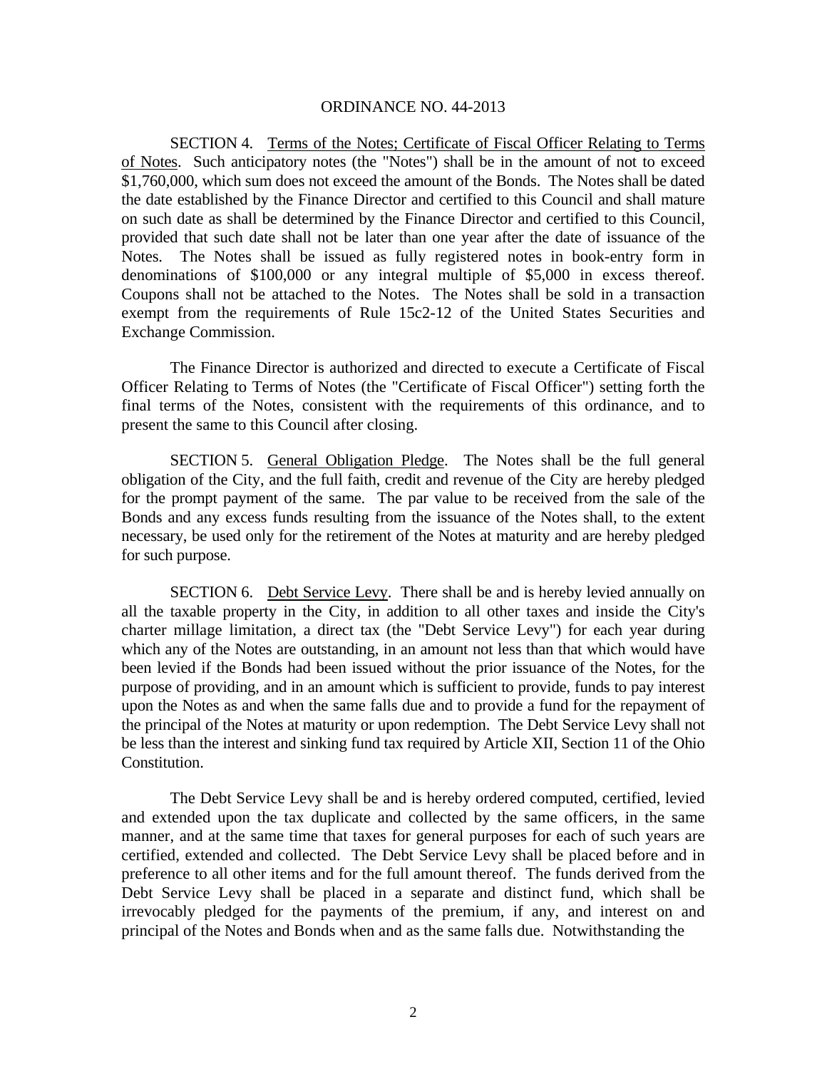ORDINANCE NO. 44-2013

SECTION 4. Terms of the Notes; Certificate of Fiscal Officer Relating to Terms of Notes. Such anticipatory notes (the "Notes") shall be in the amount of not to exceed $1,760,000, which sum does not exceed the amount of the Bonds. The Notes shall be dated the date established by the Finance Director and certified to this Council and shall mature on such date as shall be determined by the Finance Director and certified to this Council, provided that such date shall not be later than one year after the date of issuance of the Notes. The Notes shall be issued as fully registered notes in book-entry form in denominations of $100,000 or any integral multiple of $5,000 in excess thereof. Coupons shall not be attached to the Notes. The Notes shall be sold in a transaction exempt from the requirements of Rule 15c2-12 of the United States Securities and Exchange Commission.

The Finance Director is authorized and directed to execute a Certificate of Fiscal Officer Relating to Terms of Notes (the "Certificate of Fiscal Officer") setting forth the final terms of the Notes, consistent with the requirements of this ordinance, and to present the same to this Council after closing.

SECTION 5. General Obligation Pledge. The Notes shall be the full general obligation of the City, and the full faith, credit and revenue of the City are hereby pledged for the prompt payment of the same. The par value to be received from the sale of the Bonds and any excess funds resulting from the issuance of the Notes shall, to the extent necessary, be used only for the retirement of the Notes at maturity and are hereby pledged for such purpose.

SECTION 6. Debt Service Levy. There shall be and is hereby levied annually on all the taxable property in the City, in addition to all other taxes and inside the City's charter millage limitation, a direct tax (the "Debt Service Levy") for each year during which any of the Notes are outstanding, in an amount not less than that which would have been levied if the Bonds had been issued without the prior issuance of the Notes, for the purpose of providing, and in an amount which is sufficient to provide, funds to pay interest upon the Notes as and when the same falls due and to provide a fund for the repayment of the principal of the Notes at maturity or upon redemption. The Debt Service Levy shall not be less than the interest and sinking fund tax required by Article XII, Section 11 of the Ohio Constitution.

The Debt Service Levy shall be and is hereby ordered computed, certified, levied and extended upon the tax duplicate and collected by the same officers, in the same manner, and at the same time that taxes for general purposes for each of such years are certified, extended and collected. The Debt Service Levy shall be placed before and in preference to all other items and for the full amount thereof. The funds derived from the Debt Service Levy shall be placed in a separate and distinct fund, which shall be irrevocably pledged for the payments of the premium, if any, and interest on and principal of the Notes and Bonds when and as the same falls due. Notwithstanding the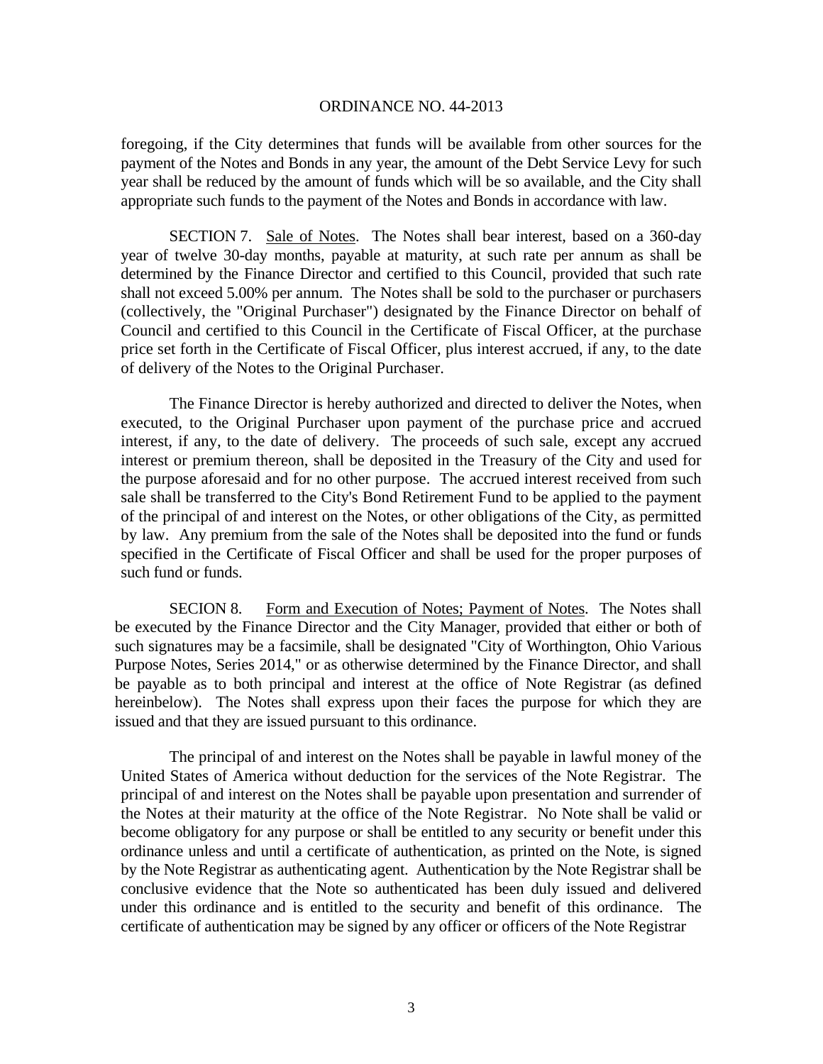foregoing, if the City determines that funds will be available from other sources for the payment of the Notes and Bonds in any year, the amount of the Debt Service Levy for such year shall be reduced by the amount of funds which will be so available, and the City shall appropriate such funds to the payment of the Notes and Bonds in accordance with law.

SECTION 7. Sale of Notes. The Notes shall bear interest, based on a 360-day year of twelve 30-day months, payable at maturity, at such rate per annum as shall be determined by the Finance Director and certified to this Council, provided that such rate shall not exceed 5.00% per annum. The Notes shall be sold to the purchaser or purchasers (collectively, the "Original Purchaser") designated by the Finance Director on behalf of Council and certified to this Council in the Certificate of Fiscal Officer, at the purchase price set forth in the Certificate of Fiscal Officer, plus interest accrued, if any, to the date of delivery of the Notes to the Original Purchaser.

The Finance Director is hereby authorized and directed to deliver the Notes, when executed, to the Original Purchaser upon payment of the purchase price and accrued interest, if any, to the date of delivery. The proceeds of such sale, except any accrued interest or premium thereon, shall be deposited in the Treasury of the City and used for the purpose aforesaid and for no other purpose. The accrued interest received from such sale shall be transferred to the City's Bond Retirement Fund to be applied to the payment of the principal of and interest on the Notes, or other obligations of the City, as permitted by law. Any premium from the sale of the Notes shall be deposited into the fund or funds specified in the Certificate of Fiscal Officer and shall be used for the proper purposes of such fund or funds.

SECION 8. Form and Execution of Notes; Payment of Notes. The Notes shall be executed by the Finance Director and the City Manager, provided that either or both of such signatures may be a facsimile, shall be designated "City of Worthington, Ohio Various Purpose Notes, Series 2014," or as otherwise determined by the Finance Director, and shall be payable as to both principal and interest at the office of Note Registrar (as defined hereinbelow). The Notes shall express upon their faces the purpose for which they are issued and that they are issued pursuant to this ordinance.

The principal of and interest on the Notes shall be payable in lawful money of the United States of America without deduction for the services of the Note Registrar. The principal of and interest on the Notes shall be payable upon presentation and surrender of the Notes at their maturity at the office of the Note Registrar. No Note shall be valid or become obligatory for any purpose or shall be entitled to any security or benefit under this ordinance unless and until a certificate of authentication, as printed on the Note, is signed by the Note Registrar as authenticating agent. Authentication by the Note Registrar shall be conclusive evidence that the Note so authenticated has been duly issued and delivered under this ordinance and is entitled to the security and benefit of this ordinance. The certificate of authentication may be signed by any officer or officers of the Note Registrar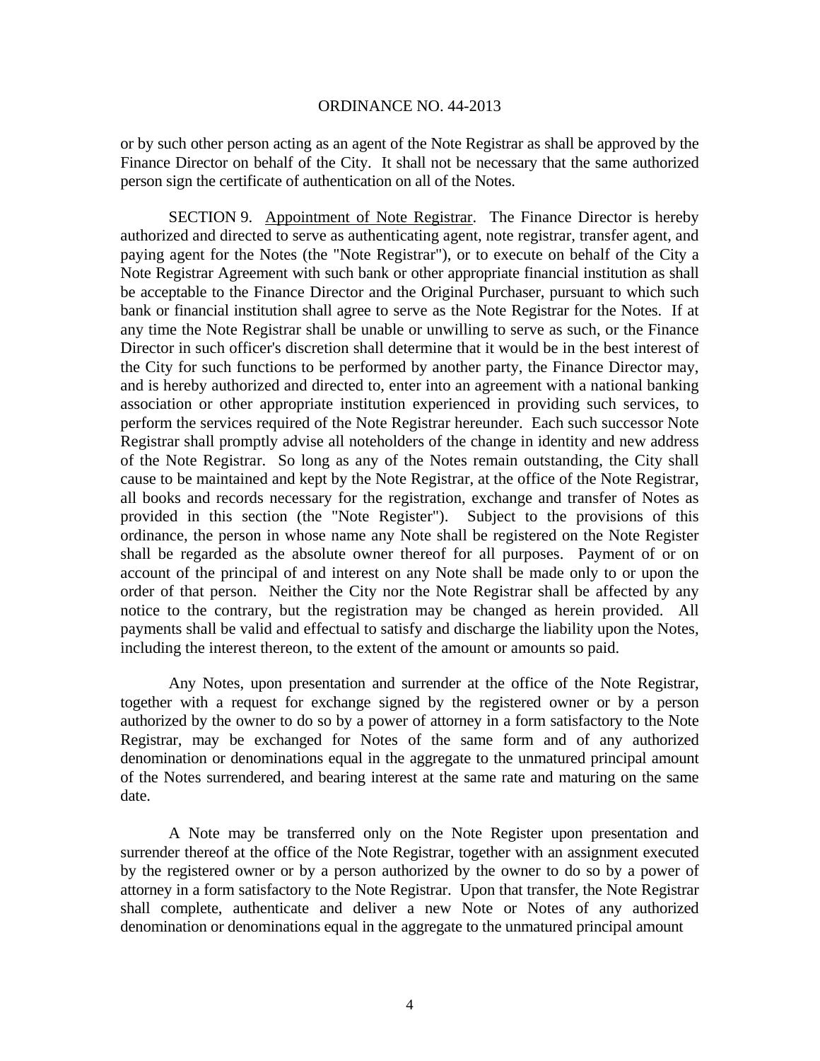or by such other person acting as an agent of the Note Registrar as shall be approved by the Finance Director on behalf of the City. It shall not be necessary that the same authorized person sign the certificate of authentication on all of the Notes.

SECTION 9. Appointment of Note Registrar. The Finance Director is hereby authorized and directed to serve as authenticating agent, note registrar, transfer agent, and paying agent for the Notes (the "Note Registrar"), or to execute on behalf of the City a Note Registrar Agreement with such bank or other appropriate financial institution as shall be acceptable to the Finance Director and the Original Purchaser, pursuant to which such bank or financial institution shall agree to serve as the Note Registrar for the Notes. If at any time the Note Registrar shall be unable or unwilling to serve as such, or the Finance Director in such officer's discretion shall determine that it would be in the best interest of the City for such functions to be performed by another party, the Finance Director may, and is hereby authorized and directed to, enter into an agreement with a national banking association or other appropriate institution experienced in providing such services, to perform the services required of the Note Registrar hereunder. Each such successor Note Registrar shall promptly advise all noteholders of the change in identity and new address of the Note Registrar. So long as any of the Notes remain outstanding, the City shall cause to be maintained and kept by the Note Registrar, at the office of the Note Registrar, all books and records necessary for the registration, exchange and transfer of Notes as provided in this section (the "Note Register"). Subject to the provisions of this ordinance, the person in whose name any Note shall be registered on the Note Register shall be regarded as the absolute owner thereof for all purposes. Payment of or on account of the principal of and interest on any Note shall be made only to or upon the order of that person. Neither the City nor the Note Registrar shall be affected by any notice to the contrary, but the registration may be changed as herein provided. All payments shall be valid and effectual to satisfy and discharge the liability upon the Notes, including the interest thereon, to the extent of the amount or amounts so paid.

Any Notes, upon presentation and surrender at the office of the Note Registrar, together with a request for exchange signed by the registered owner or by a person authorized by the owner to do so by a power of attorney in a form satisfactory to the Note Registrar, may be exchanged for Notes of the same form and of any authorized denomination or denominations equal in the aggregate to the unmatured principal amount of the Notes surrendered, and bearing interest at the same rate and maturing on the same date.

A Note may be transferred only on the Note Register upon presentation and surrender thereof at the office of the Note Registrar, together with an assignment executed by the registered owner or by a person authorized by the owner to do so by a power of attorney in a form satisfactory to the Note Registrar. Upon that transfer, the Note Registrar shall complete, authenticate and deliver a new Note or Notes of any authorized denomination or denominations equal in the aggregate to the unmatured principal amount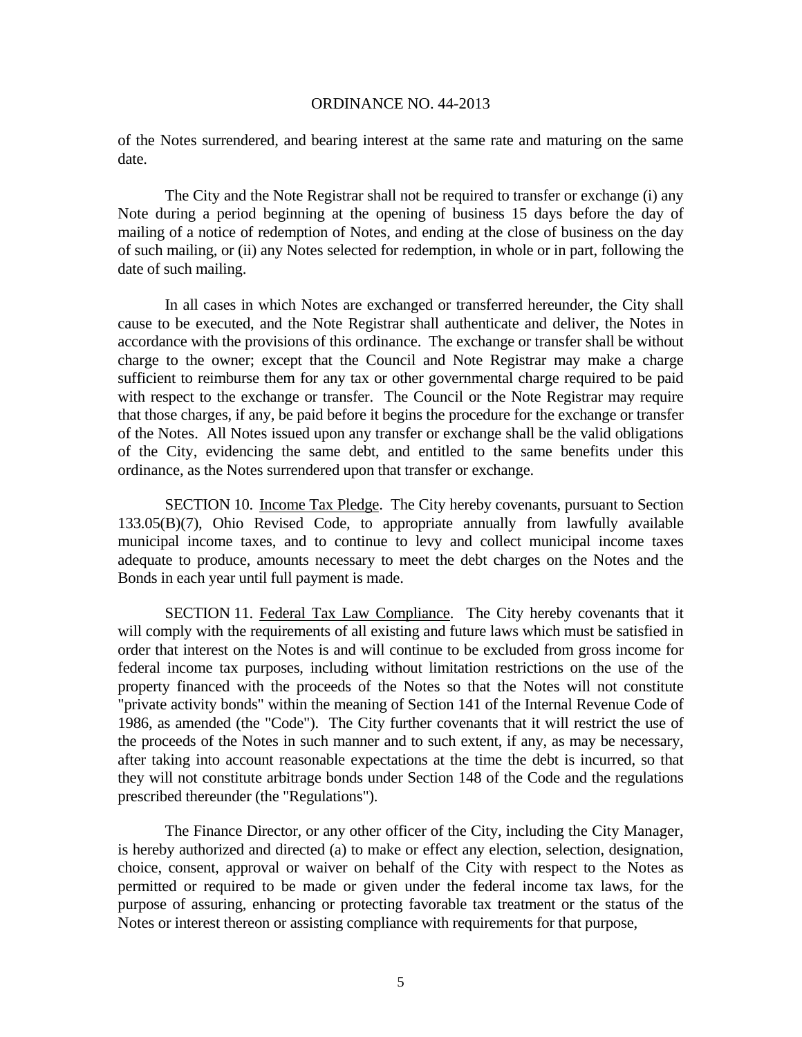of the Notes surrendered, and bearing interest at the same rate and maturing on the same date.

The City and the Note Registrar shall not be required to transfer or exchange (i) any Note during a period beginning at the opening of business 15 days before the day of mailing of a notice of redemption of Notes, and ending at the close of business on the day of such mailing, or (ii) any Notes selected for redemption, in whole or in part, following the date of such mailing.

In all cases in which Notes are exchanged or transferred hereunder, the City shall cause to be executed, and the Note Registrar shall authenticate and deliver, the Notes in accordance with the provisions of this ordinance. The exchange or transfer shall be without charge to the owner; except that the Council and Note Registrar may make a charge sufficient to reimburse them for any tax or other governmental charge required to be paid with respect to the exchange or transfer. The Council or the Note Registrar may require that those charges, if any, be paid before it begins the procedure for the exchange or transfer of the Notes. All Notes issued upon any transfer or exchange shall be the valid obligations of the City, evidencing the same debt, and entitled to the same benefits under this ordinance, as the Notes surrendered upon that transfer or exchange.

SECTION 10. Income Tax Pledge. The City hereby covenants, pursuant to Section 133.05(B)(7), Ohio Revised Code, to appropriate annually from lawfully available municipal income taxes, and to continue to levy and collect municipal income taxes adequate to produce, amounts necessary to meet the debt charges on the Notes and the Bonds in each year until full payment is made.

SECTION 11. Federal Tax Law Compliance. The City hereby covenants that it will comply with the requirements of all existing and future laws which must be satisfied in order that interest on the Notes is and will continue to be excluded from gross income for federal income tax purposes, including without limitation restrictions on the use of the property financed with the proceeds of the Notes so that the Notes will not constitute "private activity bonds" within the meaning of Section 141 of the Internal Revenue Code of 1986, as amended (the "Code"). The City further covenants that it will restrict the use of the proceeds of the Notes in such manner and to such extent, if any, as may be necessary, after taking into account reasonable expectations at the time the debt is incurred, so that they will not constitute arbitrage bonds under Section 148 of the Code and the regulations prescribed thereunder (the "Regulations").

The Finance Director, or any other officer of the City, including the City Manager, is hereby authorized and directed (a) to make or effect any election, selection, designation, choice, consent, approval or waiver on behalf of the City with respect to the Notes as permitted or required to be made or given under the federal income tax laws, for the purpose of assuring, enhancing or protecting favorable tax treatment or the status of the Notes or interest thereon or assisting compliance with requirements for that purpose,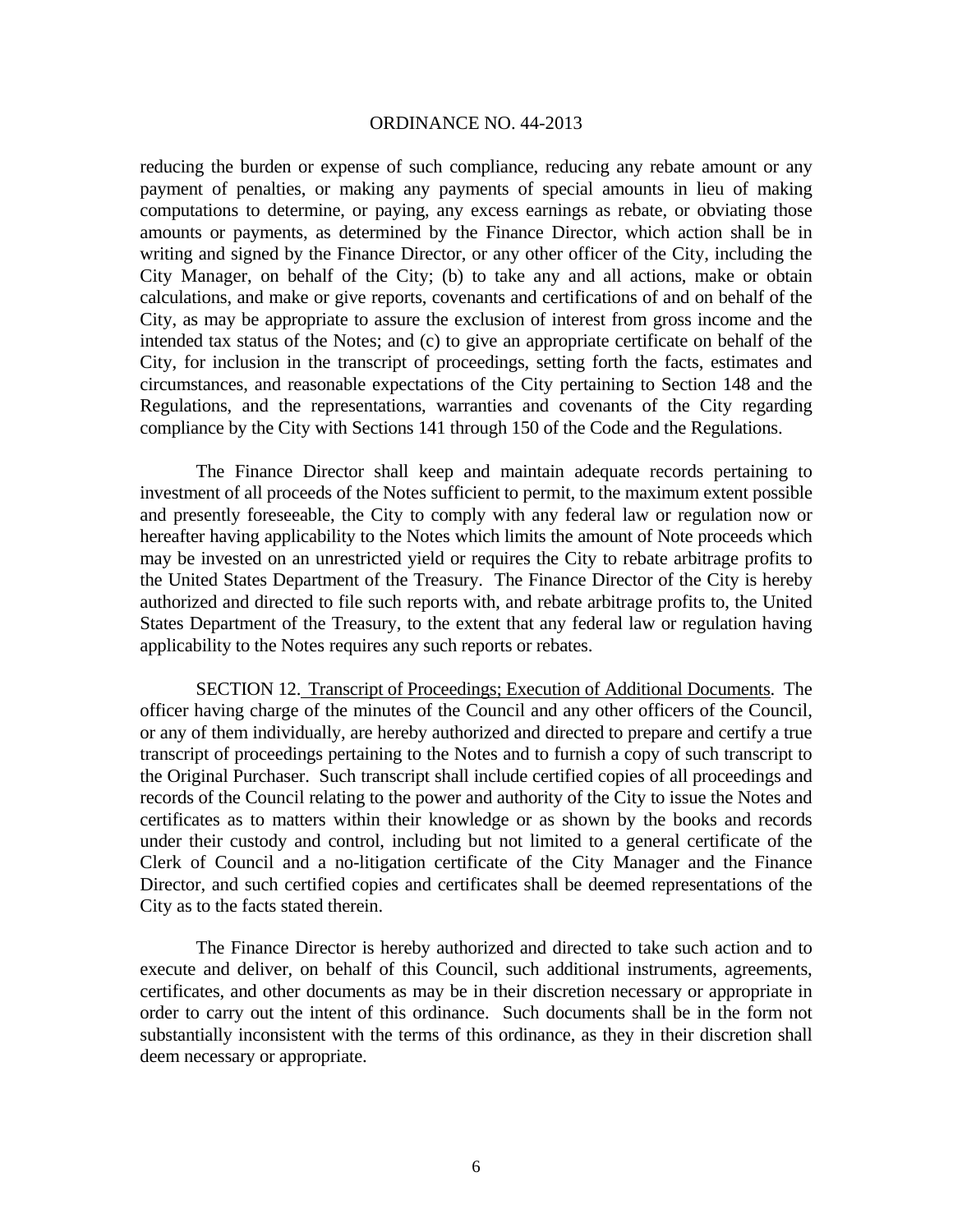reducing the burden or expense of such compliance, reducing any rebate amount or any payment of penalties, or making any payments of special amounts in lieu of making computations to determine, or paying, any excess earnings as rebate, or obviating those amounts or payments, as determined by the Finance Director, which action shall be in writing and signed by the Finance Director, or any other officer of the City, including the City Manager, on behalf of the City; (b) to take any and all actions, make or obtain calculations, and make or give reports, covenants and certifications of and on behalf of the City, as may be appropriate to assure the exclusion of interest from gross income and the intended tax status of the Notes; and (c) to give an appropriate certificate on behalf of the City, for inclusion in the transcript of proceedings, setting forth the facts, estimates and circumstances, and reasonable expectations of the City pertaining to Section 148 and the Regulations, and the representations, warranties and covenants of the City regarding compliance by the City with Sections 141 through 150 of the Code and the Regulations.

The Finance Director shall keep and maintain adequate records pertaining to investment of all proceeds of the Notes sufficient to permit, to the maximum extent possible and presently foreseeable, the City to comply with any federal law or regulation now or hereafter having applicability to the Notes which limits the amount of Note proceeds which may be invested on an unrestricted yield or requires the City to rebate arbitrage profits to the United States Department of the Treasury. The Finance Director of the City is hereby authorized and directed to file such reports with, and rebate arbitrage profits to, the United States Department of the Treasury, to the extent that any federal law or regulation having applicability to the Notes requires any such reports or rebates.

SECTION 12. Transcript of Proceedings; Execution of Additional Documents. The officer having charge of the minutes of the Council and any other officers of the Council, or any of them individually, are hereby authorized and directed to prepare and certify a true transcript of proceedings pertaining to the Notes and to furnish a copy of such transcript to the Original Purchaser. Such transcript shall include certified copies of all proceedings and records of the Council relating to the power and authority of the City to issue the Notes and certificates as to matters within their knowledge or as shown by the books and records under their custody and control, including but not limited to a general certificate of the Clerk of Council and a no-litigation certificate of the City Manager and the Finance Director, and such certified copies and certificates shall be deemed representations of the City as to the facts stated therein.

The Finance Director is hereby authorized and directed to take such action and to execute and deliver, on behalf of this Council, such additional instruments, agreements, certificates, and other documents as may be in their discretion necessary or appropriate in order to carry out the intent of this ordinance. Such documents shall be in the form not substantially inconsistent with the terms of this ordinance, as they in their discretion shall deem necessary or appropriate.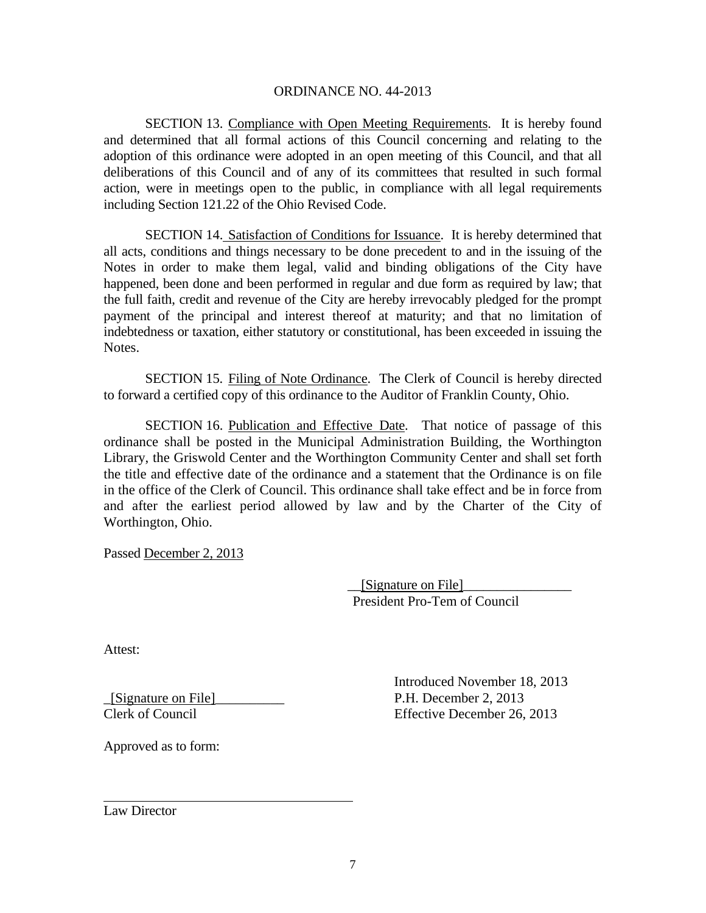ORDINANCE NO. 44-2013

SECTION 13. Compliance with Open Meeting Requirements. It is hereby found and determined that all formal actions of this Council concerning and relating to the adoption of this ordinance were adopted in an open meeting of this Council, and that all deliberations of this Council and of any of its committees that resulted in such formal action, were in meetings open to the public, in compliance with all legal requirements including Section 121.22 of the Ohio Revised Code.

SECTION 14. Satisfaction of Conditions for Issuance. It is hereby determined that all acts, conditions and things necessary to be done precedent to and in the issuing of the Notes in order to make them legal, valid and binding obligations of the City have happened, been done and been performed in regular and due form as required by law; that the full faith, credit and revenue of the City are hereby irrevocably pledged for the prompt payment of the principal and interest thereof at maturity; and that no limitation of indebtedness or taxation, either statutory or constitutional, has been exceeded in issuing the Notes.

SECTION 15. Filing of Note Ordinance. The Clerk of Council is hereby directed to forward a certified copy of this ordinance to the Auditor of Franklin County, Ohio.

SECTION 16. Publication and Effective Date. That notice of passage of this ordinance shall be posted in the Municipal Administration Building, the Worthington Library, the Griswold Center and the Worthington Community Center and shall set forth the title and effective date of the ordinance and a statement that the Ordinance is on file in the office of the Clerk of Council. This ordinance shall take effect and be in force from and after the earliest period allowed by law and by the Charter of the City of Worthington, Ohio.

Passed December 2, 2013

[Signature on File]
President Pro-Tem of Council

Attest:

[Signature on File]
Clerk of Council

Introduced November 18, 2013
P.H. December 2, 2013
Effective December 26, 2013

Approved as to form:

Law Director